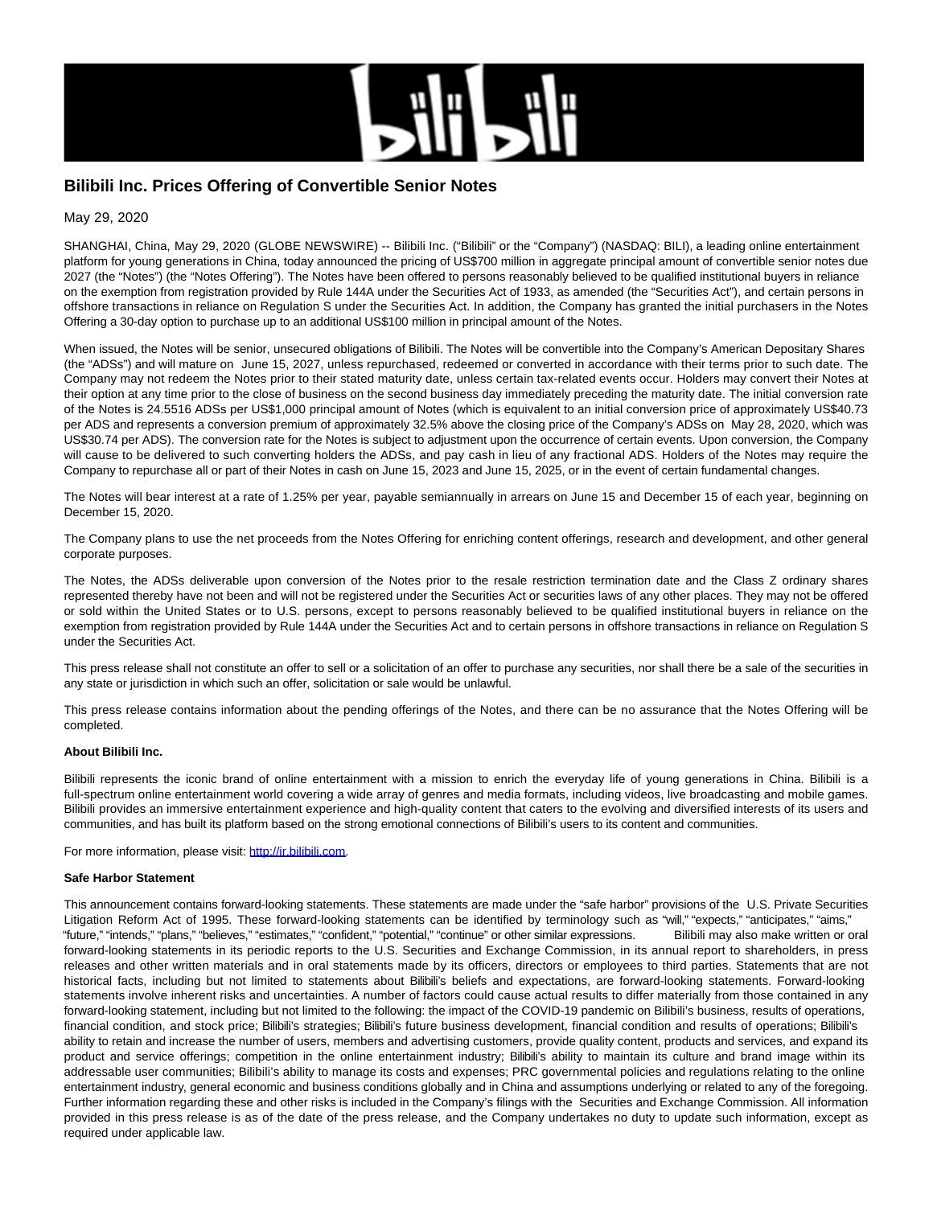# Bilibili Inc. Prices Offering of Convertible Senior Notes

May 29, 2020

SHANGHAI, China, May 29, 2020 (GLOBE NEWSWIRE) -- Bilibili Inc. ("Bilibili" or the "Company") (NASDAQ: BILI), a leading online entertainment platform for young generations in China, today announced the pricing of US$700 million in aggregate principal amount of convertible senior notes due 2027 (the "Notes") (the "Notes Offering"). The Notes have been offered to persons reasonably believed to be qualified institutional buyers in reliance on the exemption from registration provided by Rule 144A under the Securities Act of 1933, as amended (the "Securities Act"), and certain persons in offshore transactions in reliance on Regulation S under the Securities Act. In addition, the Company has granted the initial purchasers in the Notes Offering a 30-day option to purchase up to an additional US$100 million in principal amount of the Notes.

When issued, the Notes will be senior, unsecured obligations of Bilibili. The Notes will be convertible into the Company's American Depositary Shares (the "ADSs") and will mature on June 15, 2027, unless repurchased, redeemed or converted in accordance with their terms prior to such date. The Company may not redeem the Notes prior to their stated maturity date, unless certain tax-related events occur. Holders may convert their Notes at their option at any time prior to the close of business on the second business day immediately preceding the maturity date. The initial conversion rate of the Notes is 24.5516 ADSs per US$1,000 principal amount of Notes (which is equivalent to an initial conversion price of approximately US$40.73 per ADS and represents a conversion premium of approximately 32.5% above the closing price of the Company's ADSs on May 28, 2020, which was US$30.74 per ADS). The conversion rate for the Notes is subject to adjustment upon the occurrence of certain events. Upon conversion, the Company will cause to be delivered to such converting holders the ADSs, and pay cash in lieu of any fractional ADS. Holders of the Notes may require the Company to repurchase all or part of their Notes in cash on June 15, 2023 and June 15, 2025, or in the event of certain fundamental changes.

The Notes will bear interest at a rate of 1.25% per year, payable semiannually in arrears on June 15 and December 15 of each year, beginning on December 15, 2020.

The Company plans to use the net proceeds from the Notes Offering for enriching content offerings, research and development, and other general corporate purposes.

The Notes, the ADSs deliverable upon conversion of the Notes prior to the resale restriction termination date and the Class Z ordinary shares represented thereby have not been and will not be registered under the Securities Act or securities laws of any other places. They may not be offered or sold within the United States or to U.S. persons, except to persons reasonably believed to be qualified institutional buyers in reliance on the exemption from registration provided by Rule 144A under the Securities Act and to certain persons in offshore transactions in reliance on Regulation S under the Securities Act.

This press release shall not constitute an offer to sell or a solicitation of an offer to purchase any securities, nor shall there be a sale of the securities in any state or jurisdiction in which such an offer, solicitation or sale would be unlawful.

This press release contains information about the pending offerings of the Notes, and there can be no assurance that the Notes Offering will be completed.

**About Bilibili Inc.**

Bilibili represents the iconic brand of online entertainment with a mission to enrich the everyday life of young generations in China. Bilibili is a full-spectrum online entertainment world covering a wide array of genres and media formats, including videos, live broadcasting and mobile games. Bilibili provides an immersive entertainment experience and high-quality content that caters to the evolving and diversified interests of its users and communities, and has built its platform based on the strong emotional connections of Bilibili's users to its content and communities.

For more information, please visit: http://ir.bilibili.com.

**Safe Harbor Statement**

This announcement contains forward-looking statements. These statements are made under the "safe harbor" provisions of the U.S. Private Securities Litigation Reform Act of 1995. These forward-looking statements can be identified by terminology such as "will," "expects," "anticipates," "aims," "future," "intends," "plans," "believes," "estimates," "confident," "potential," "continue" or other similar expressions. Bilibili may also make written or oral forward-looking statements in its periodic reports to the U.S. Securities and Exchange Commission, in its annual report to shareholders, in press releases and other written materials and in oral statements made by its officers, directors or employees to third parties. Statements that are not historical facts, including but not limited to statements about Bilibili's beliefs and expectations, are forward-looking statements. Forward-looking statements involve inherent risks and uncertainties. A number of factors could cause actual results to differ materially from those contained in any forward-looking statement, including but not limited to the following: the impact of the COVID-19 pandemic on Bilibili's business, results of operations, financial condition, and stock price; Bilibili's strategies; Bilibili's future business development, financial condition and results of operations; Bilibili's ability to retain and increase the number of users, members and advertising customers, provide quality content, products and services, and expand its product and service offerings; competition in the online entertainment industry; Bilibili's ability to maintain its culture and brand image within its addressable user communities; Bilibili's ability to manage its costs and expenses; PRC governmental policies and regulations relating to the online entertainment industry, general economic and business conditions globally and in China and assumptions underlying or related to any of the foregoing. Further information regarding these and other risks is included in the Company's filings with the Securities and Exchange Commission. All information provided in this press release is as of the date of the press release, and the Company undertakes no duty to update such information, except as required under applicable law.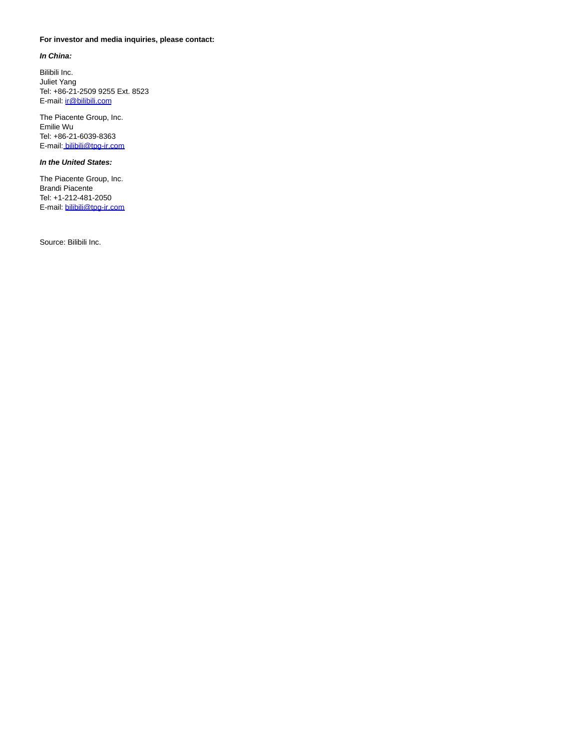**For investor and media inquiries, please contact:**

***In China:***

Bilibili Inc.
Juliet Yang
Tel: +86-21-2509 9255 Ext. 8523
E-mail: ir@bilibili.com

The Piacente Group, Inc.
Emilie Wu
Tel: +86-21-6039-8363
E-mail: bilibili@tpg-ir.com

***In the United States:***

The Piacente Group, Inc.
Brandi Piacente
Tel: +1-212-481-2050
E-mail: bilibili@tpg-ir.com

Source: Bilibili Inc.